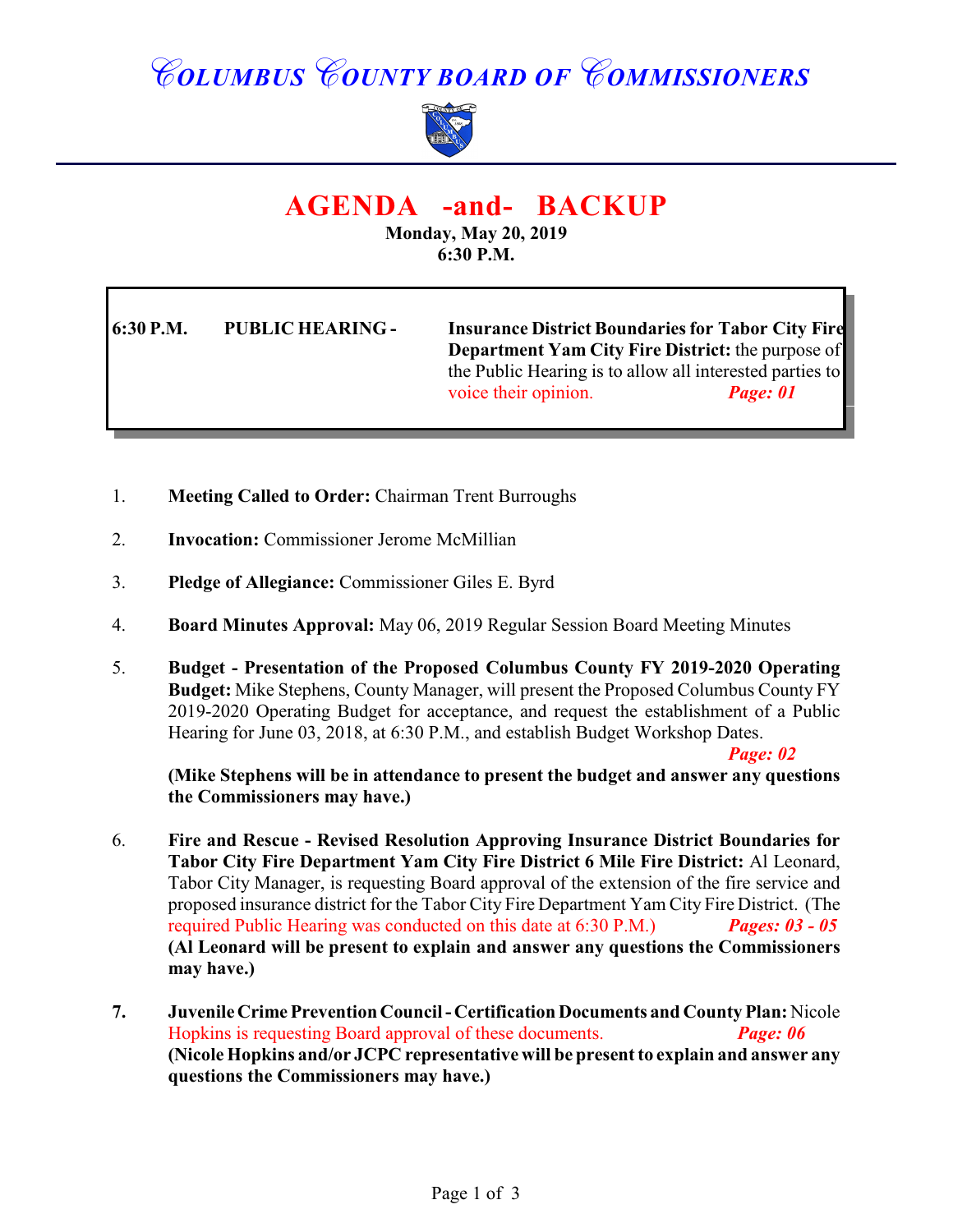# COLUMBUS COUNTY BOARD OF COMMISSIONERS

## AGENDA -and- BACKUP

**Monday, May 20, 2019**
**6:30 P.M.**

| | | |
|---|---|---|
| **6:30 P.M.** | **PUBLIC HEARING -** | **Insurance District Boundaries for Tabor City Fire Department Yam City Fire District:** the purpose of the Public Hearing is to allow all interested parties to voice their opinion. ***Page: 01*** |

1. **Meeting Called to Order:** Chairman Trent Burroughs

2. **Invocation:** Commissioner Jerome McMillian

3. **Pledge of Allegiance:** Commissioner Giles E. Byrd

4. **Board Minutes Approval:** May 06, 2019 Regular Session Board Meeting Minutes

5. **Budget - Presentation of the Proposed Columbus County FY 2019-2020 Operating Budget:** Mike Stephens, County Manager, will present the Proposed Columbus County FY 2019-2020 Operating Budget for acceptance, and request the establishment of a Public Hearing for June 03, 2018, at 6:30 P.M., and establish Budget Workshop Dates. ***Page: 02***
   **(Mike Stephens will be in attendance to present the budget and answer any questions the Commissioners may have.)**

6. **Fire and Rescue - Revised Resolution Approving Insurance District Boundaries for Tabor City Fire Department Yam City Fire District 6 Mile Fire District:** Al Leonard, Tabor City Manager, is requesting Board approval of the extension of the fire service and proposed insurance district for the Tabor City Fire Department Yam City Fire District. (The required Public Hearing was conducted on this date at 6:30 P.M.) ***Pages: 03 - 05***
   **(Al Leonard will be present to explain and answer any questions the Commissioners may have.)**

7. **Juvenile Crime Prevention Council - Certification Documents and County Plan:** Nicole Hopkins is requesting Board approval of these documents. ***Page: 06***
   **(Nicole Hopkins and/or JCPC representative will be present to explain and answer any questions the Commissioners may have.)**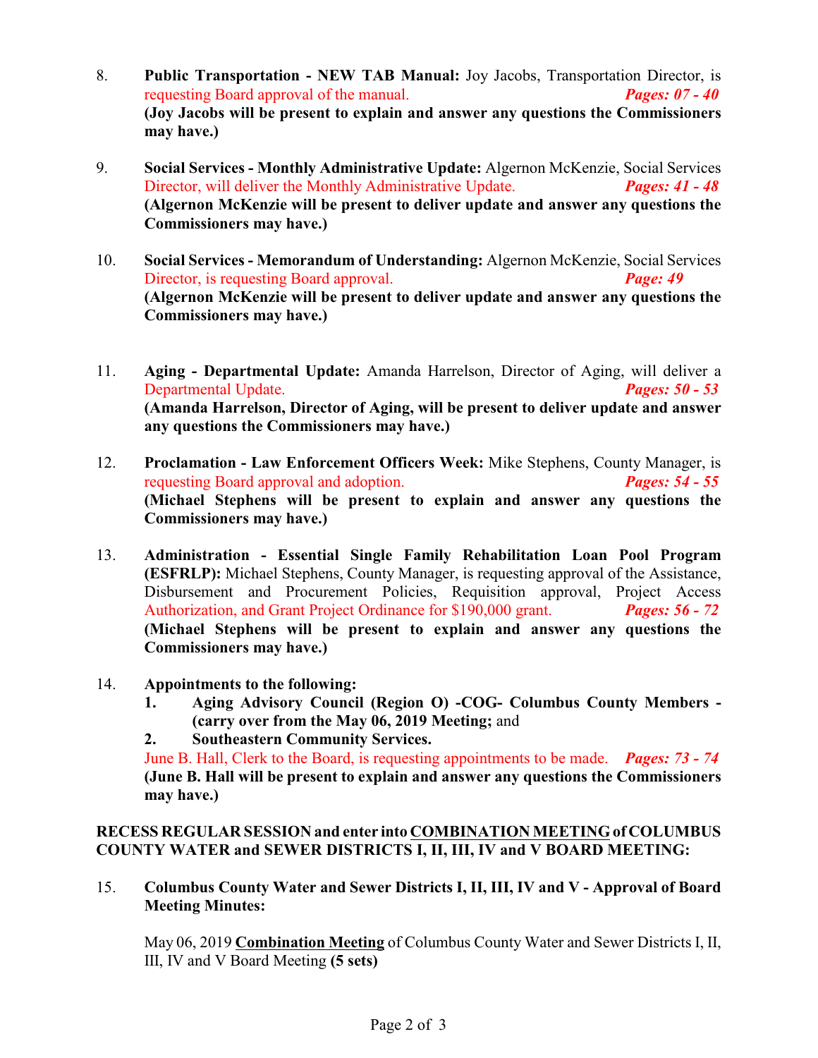8. **Public Transportation - NEW TAB Manual:** Joy Jacobs, Transportation Director, is requesting Board approval of the manual. ***Pages: 07 - 40***
**(Joy Jacobs will be present to explain and answer any questions the Commissioners may have.)**

9. **Social Services - Monthly Administrative Update:** Algernon McKenzie, Social Services Director, will deliver the Monthly Administrative Update. ***Pages: 41 - 48***
**(Algernon McKenzie will be present to deliver update and answer any questions the Commissioners may have.)**

10. **Social Services - Memorandum of Understanding:** Algernon McKenzie, Social Services Director, is requesting Board approval. ***Page: 49***
**(Algernon McKenzie will be present to deliver update and answer any questions the Commissioners may have.)**

11. **Aging - Departmental Update:** Amanda Harrelson, Director of Aging, will deliver a Departmental Update. ***Pages: 50 - 53***
**(Amanda Harrelson, Director of Aging, will be present to deliver update and answer any questions the Commissioners may have.)**

12. **Proclamation - Law Enforcement Officers Week:** Mike Stephens, County Manager, is requesting Board approval and adoption. ***Pages: 54 - 55***
**(Michael Stephens will be present to explain and answer any questions the Commissioners may have.)**

13. **Administration - Essential Single Family Rehabilitation Loan Pool Program (ESFRLP):** Michael Stephens, County Manager, is requesting approval of the Assistance, Disbursement and Procurement Policies, Requisition approval, Project Access Authorization, and Grant Project Ordinance for $190,000 grant. ***Pages: 56 - 72***
**(Michael Stephens will be present to explain and answer any questions the Commissioners may have.)**

14. **Appointments to the following:**
    1. **Aging Advisory Council (Region O) -COG- Columbus County Members - (carry over from the May 06, 2019 Meeting;** and
    2. **Southeastern Community Services.**

    June B. Hall, Clerk to the Board, is requesting appointments to be made. ***Pages: 73 - 74***
    **(June B. Hall will be present to explain and answer any questions the Commissioners may have.)**

**RECESS REGULAR SESSION and enter into <u>COMBINATION MEETING</u> of COLUMBUS COUNTY WATER and SEWER DISTRICTS I, II, III, IV and V BOARD MEETING:**

15. **Columbus County Water and Sewer Districts I, II, III, IV and V - Approval of Board Meeting Minutes:**

    May 06, 2019 **<u>Combination Meeting</u>** of Columbus County Water and Sewer Districts I, II, III, IV and V Board Meeting **(5 sets)**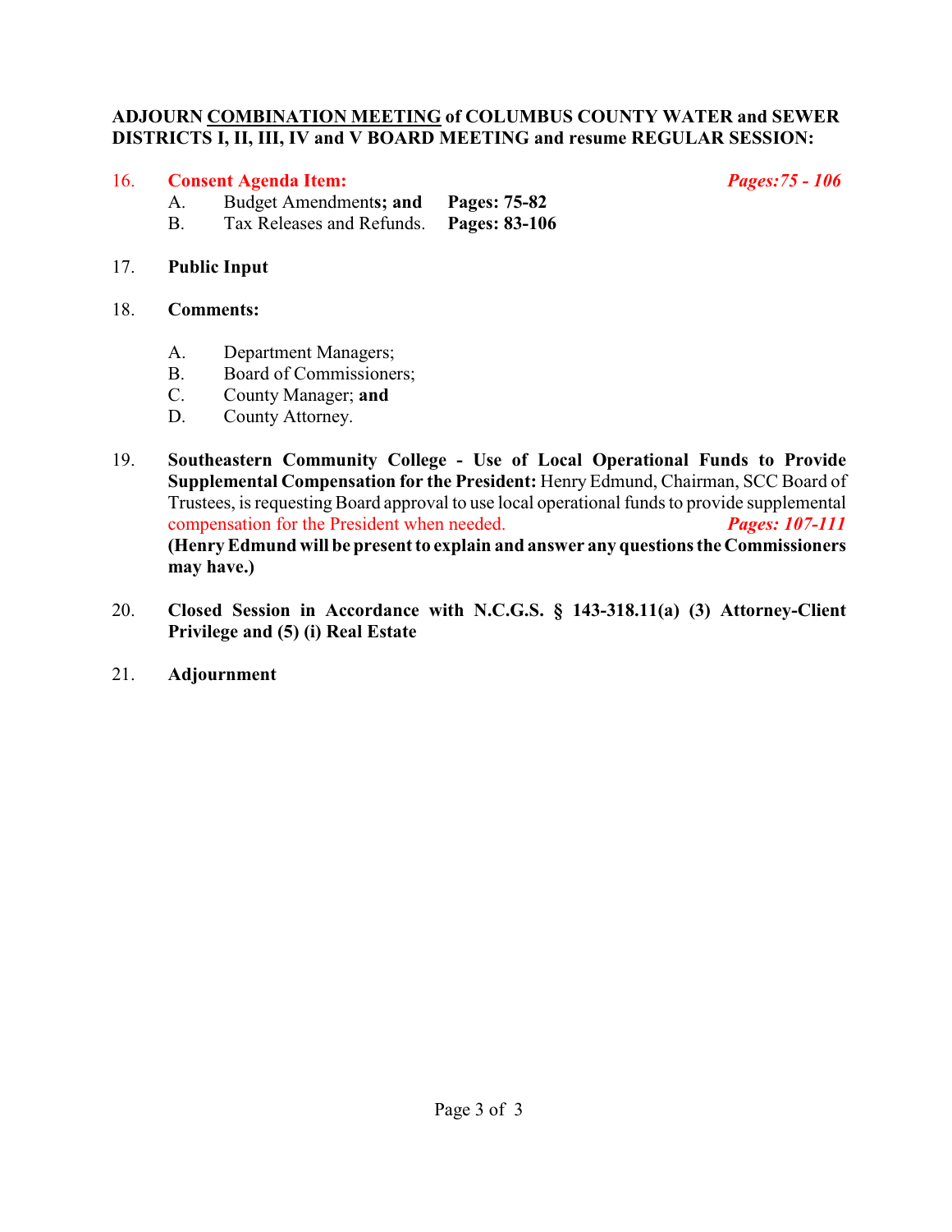**ADJOURN COMBINATION MEETING of COLUMBUS COUNTY WATER and SEWER DISTRICTS I, II, III, IV and V BOARD MEETING and resume REGULAR SESSION:**

16. **Consent Agenda Item:** ***Pages:75 - 106***
    - A. Budget Amendment**s; and** **Pages: 75-82**
    - B. Tax Releases and Refunds. **Pages: 83-106**

17. **Public Input**

18. **Comments:**
    - A. Department Managers;
    - B. Board of Commissioners;
    - C. County Manager; **and**
    - D. County Attorney.

19. **Southeastern Community College - Use of Local Operational Funds to Provide Supplemental Compensation for the President:** Henry Edmund, Chairman, SCC Board of Trustees, is requesting Board approval to use local operational funds to provide supplemental compensation for the President when needed. ***Pages: 107-111***
    **(Henry Edmund will be present to explain and answer any questions the Commissioners may have.)**

20. **Closed Session in Accordance with N.C.G.S. § 143-318.11(a) (3) Attorney-Client Privilege and (5) (i) Real Estate**

21. **Adjournment**